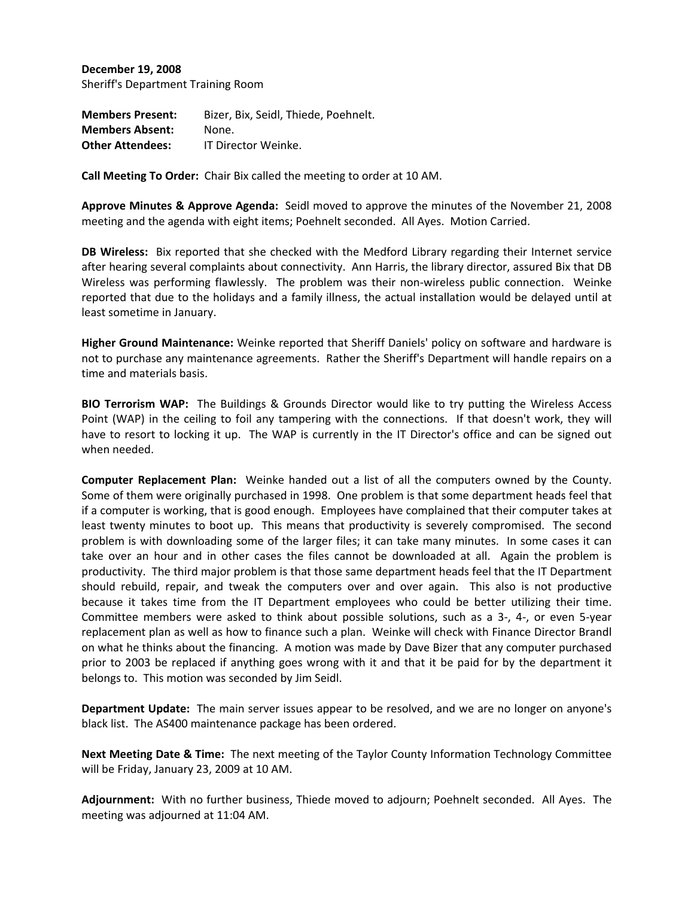**December 19, 2008**
Sheriff's Department Training Room

**Members Present:** Bizer, Bix, Seidl, Thiede, Poehnelt.
**Members Absent:** None.
**Other Attendees:** IT Director Weinke.

**Call Meeting To Order:** Chair Bix called the meeting to order at 10 AM.

**Approve Minutes & Approve Agenda:** Seidl moved to approve the minutes of the November 21, 2008 meeting and the agenda with eight items; Poehnelt seconded. All Ayes. Motion Carried.

**DB Wireless:** Bix reported that she checked with the Medford Library regarding their Internet service after hearing several complaints about connectivity. Ann Harris, the library director, assured Bix that DB Wireless was performing flawlessly. The problem was their non-wireless public connection. Weinke reported that due to the holidays and a family illness, the actual installation would be delayed until at least sometime in January.

**Higher Ground Maintenance:** Weinke reported that Sheriff Daniels' policy on software and hardware is not to purchase any maintenance agreements. Rather the Sheriff's Department will handle repairs on a time and materials basis.

**BIO Terrorism WAP:** The Buildings & Grounds Director would like to try putting the Wireless Access Point (WAP) in the ceiling to foil any tampering with the connections. If that doesn't work, they will have to resort to locking it up. The WAP is currently in the IT Director's office and can be signed out when needed.

**Computer Replacement Plan:** Weinke handed out a list of all the computers owned by the County. Some of them were originally purchased in 1998. One problem is that some department heads feel that if a computer is working, that is good enough. Employees have complained that their computer takes at least twenty minutes to boot up. This means that productivity is severely compromised. The second problem is with downloading some of the larger files; it can take many minutes. In some cases it can take over an hour and in other cases the files cannot be downloaded at all. Again the problem is productivity. The third major problem is that those same department heads feel that the IT Department should rebuild, repair, and tweak the computers over and over again. This also is not productive because it takes time from the IT Department employees who could be better utilizing their time. Committee members were asked to think about possible solutions, such as a 3-, 4-, or even 5-year replacement plan as well as how to finance such a plan. Weinke will check with Finance Director Brandl on what he thinks about the financing. A motion was made by Dave Bizer that any computer purchased prior to 2003 be replaced if anything goes wrong with it and that it be paid for by the department it belongs to. This motion was seconded by Jim Seidl.

**Department Update:** The main server issues appear to be resolved, and we are no longer on anyone's black list. The AS400 maintenance package has been ordered.

**Next Meeting Date & Time:** The next meeting of the Taylor County Information Technology Committee will be Friday, January 23, 2009 at 10 AM.

**Adjournment:** With no further business, Thiede moved to adjourn; Poehnelt seconded. All Ayes. The meeting was adjourned at 11:04 AM.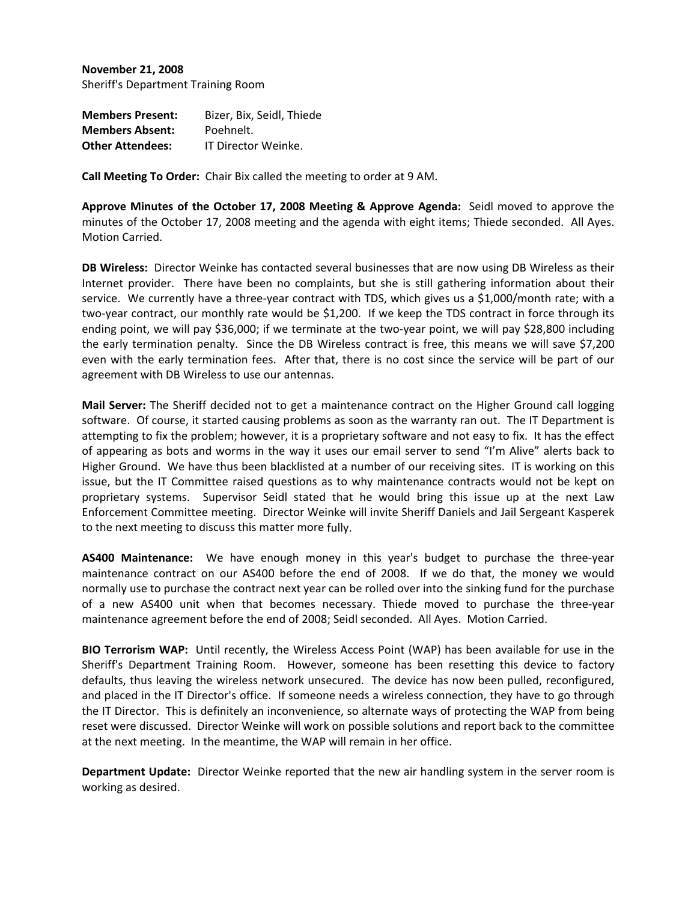**November 21, 2008**
Sheriff's Department Training Room

**Members Present:** Bizer, Bix, Seidl, Thiede
**Members Absent:** Poehnelt.
**Other Attendees:** IT Director Weinke.

**Call Meeting To Order:** Chair Bix called the meeting to order at 9 AM.

**Approve Minutes of the October 17, 2008 Meeting & Approve Agenda:** Seidl moved to approve the minutes of the October 17, 2008 meeting and the agenda with eight items; Thiede seconded. All Ayes. Motion Carried.

**DB Wireless:** Director Weinke has contacted several businesses that are now using DB Wireless as their Internet provider. There have been no complaints, but she is still gathering information about their service. We currently have a three-year contract with TDS, which gives us a $1,000/month rate; with a two-year contract, our monthly rate would be $1,200. If we keep the TDS contract in force through its ending point, we will pay $36,000; if we terminate at the two-year point, we will pay $28,800 including the early termination penalty. Since the DB Wireless contract is free, this means we will save $7,200 even with the early termination fees. After that, there is no cost since the service will be part of our agreement with DB Wireless to use our antennas.

**Mail Server:** The Sheriff decided not to get a maintenance contract on the Higher Ground call logging software. Of course, it started causing problems as soon as the warranty ran out. The IT Department is attempting to fix the problem; however, it is a proprietary software and not easy to fix. It has the effect of appearing as bots and worms in the way it uses our email server to send "I'm Alive" alerts back to Higher Ground. We have thus been blacklisted at a number of our receiving sites. IT is working on this issue, but the IT Committee raised questions as to why maintenance contracts would not be kept on proprietary systems. Supervisor Seidl stated that he would bring this issue up at the next Law Enforcement Committee meeting. Director Weinke will invite Sheriff Daniels and Jail Sergeant Kasperek to the next meeting to discuss this matter more fully.

**AS400 Maintenance:** We have enough money in this year's budget to purchase the three-year maintenance contract on our AS400 before the end of 2008. If we do that, the money we would normally use to purchase the contract next year can be rolled over into the sinking fund for the purchase of a new AS400 unit when that becomes necessary. Thiede moved to purchase the three-year maintenance agreement before the end of 2008; Seidl seconded. All Ayes. Motion Carried.

**BIO Terrorism WAP:** Until recently, the Wireless Access Point (WAP) has been available for use in the Sheriff's Department Training Room. However, someone has been resetting this device to factory defaults, thus leaving the wireless network unsecured. The device has now been pulled, reconfigured, and placed in the IT Director's office. If someone needs a wireless connection, they have to go through the IT Director. This is definitely an inconvenience, so alternate ways of protecting the WAP from being reset were discussed. Director Weinke will work on possible solutions and report back to the committee at the next meeting. In the meantime, the WAP will remain in her office.

**Department Update:** Director Weinke reported that the new air handling system in the server room is working as desired.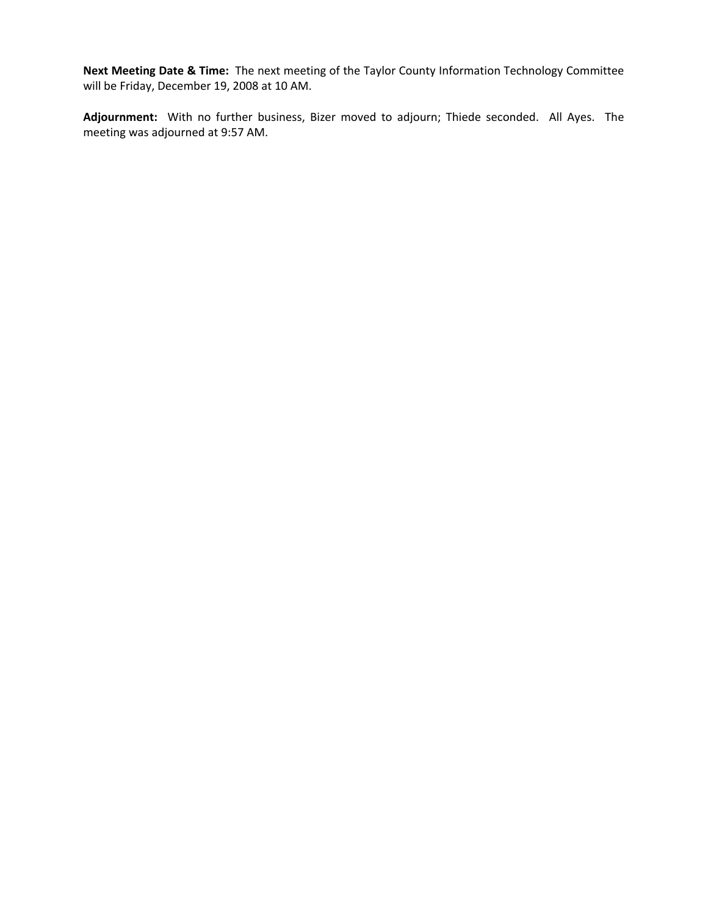**Next Meeting Date & Time:** The next meeting of the Taylor County Information Technology Committee will be Friday, December 19, 2008 at 10 AM.

**Adjournment:** With no further business, Bizer moved to adjourn; Thiede seconded. All Ayes. The meeting was adjourned at 9:57 AM.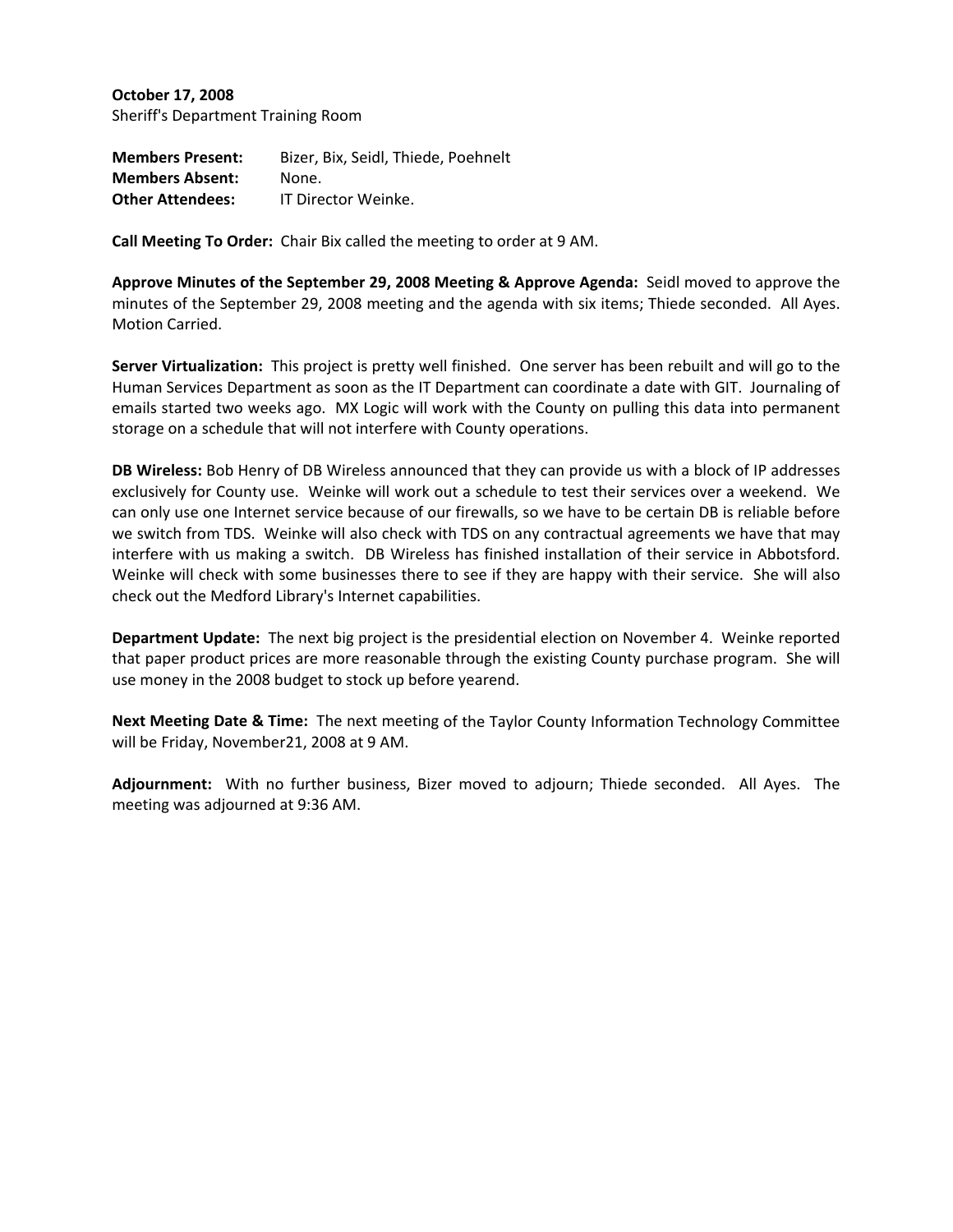**October 17, 2008**
Sheriff's Department Training Room

**Members Present:** Bizer, Bix, Seidl, Thiede, Poehnelt
**Members Absent:** None.
**Other Attendees:** IT Director Weinke.

**Call Meeting To Order:** Chair Bix called the meeting to order at 9 AM.

**Approve Minutes of the September 29, 2008 Meeting & Approve Agenda:** Seidl moved to approve the minutes of the September 29, 2008 meeting and the agenda with six items; Thiede seconded. All Ayes. Motion Carried.

**Server Virtualization:** This project is pretty well finished. One server has been rebuilt and will go to the Human Services Department as soon as the IT Department can coordinate a date with GIT. Journaling of emails started two weeks ago. MX Logic will work with the County on pulling this data into permanent storage on a schedule that will not interfere with County operations.

**DB Wireless:** Bob Henry of DB Wireless announced that they can provide us with a block of IP addresses exclusively for County use. Weinke will work out a schedule to test their services over a weekend. We can only use one Internet service because of our firewalls, so we have to be certain DB is reliable before we switch from TDS. Weinke will also check with TDS on any contractual agreements we have that may interfere with us making a switch. DB Wireless has finished installation of their service in Abbotsford. Weinke will check with some businesses there to see if they are happy with their service. She will also check out the Medford Library's Internet capabilities.

**Department Update:** The next big project is the presidential election on November 4. Weinke reported that paper product prices are more reasonable through the existing County purchase program. She will use money in the 2008 budget to stock up before yearend.

**Next Meeting Date & Time:** The next meeting of the Taylor County Information Technology Committee will be Friday, November21, 2008 at 9 AM.

**Adjournment:** With no further business, Bizer moved to adjourn; Thiede seconded. All Ayes. The meeting was adjourned at 9:36 AM.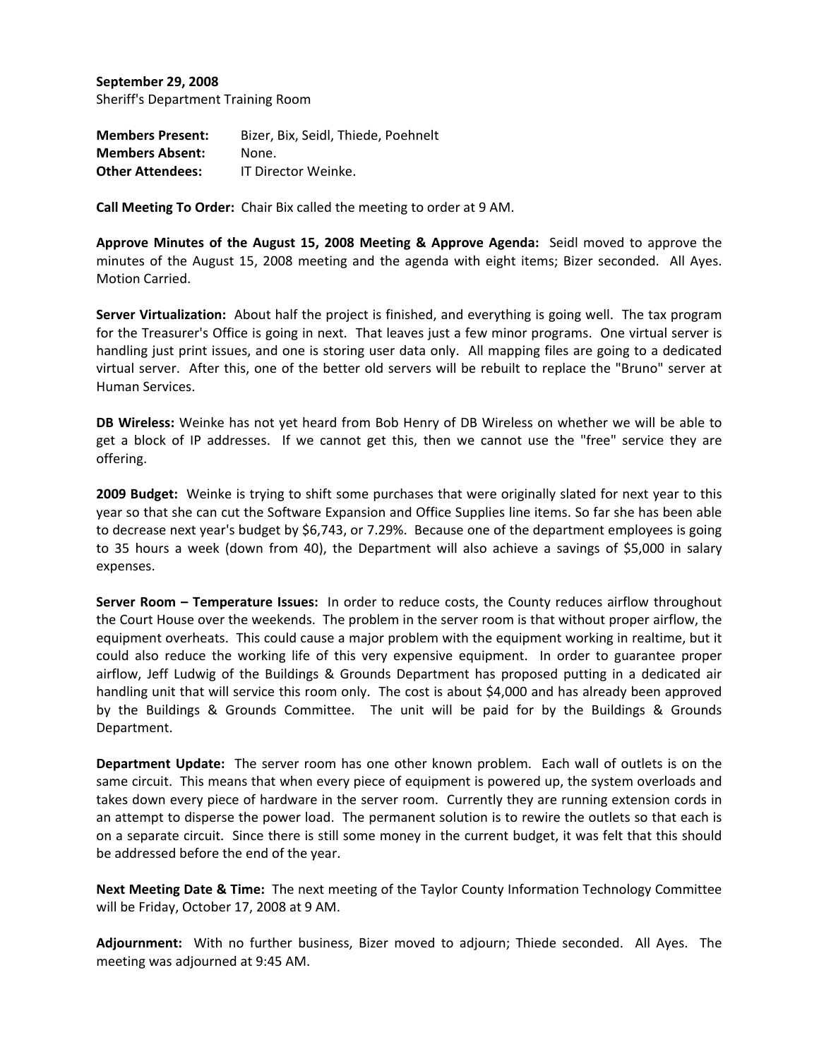**September 29, 2008**
Sheriff's Department Training Room

**Members Present:** Bizer, Bix, Seidl, Thiede, Poehnelt
**Members Absent:** None.
**Other Attendees:** IT Director Weinke.

**Call Meeting To Order:** Chair Bix called the meeting to order at 9 AM.

**Approve Minutes of the August 15, 2008 Meeting & Approve Agenda:** Seidl moved to approve the minutes of the August 15, 2008 meeting and the agenda with eight items; Bizer seconded. All Ayes. Motion Carried.

**Server Virtualization:** About half the project is finished, and everything is going well. The tax program for the Treasurer's Office is going in next. That leaves just a few minor programs. One virtual server is handling just print issues, and one is storing user data only. All mapping files are going to a dedicated virtual server. After this, one of the better old servers will be rebuilt to replace the "Bruno" server at Human Services.

**DB Wireless:** Weinke has not yet heard from Bob Henry of DB Wireless on whether we will be able to get a block of IP addresses. If we cannot get this, then we cannot use the "free" service they are offering.

**2009 Budget:** Weinke is trying to shift some purchases that were originally slated for next year to this year so that she can cut the Software Expansion and Office Supplies line items. So far she has been able to decrease next year's budget by $6,743, or 7.29%. Because one of the department employees is going to 35 hours a week (down from 40), the Department will also achieve a savings of $5,000 in salary expenses.

**Server Room – Temperature Issues:** In order to reduce costs, the County reduces airflow throughout the Court House over the weekends. The problem in the server room is that without proper airflow, the equipment overheats. This could cause a major problem with the equipment working in realtime, but it could also reduce the working life of this very expensive equipment. In order to guarantee proper airflow, Jeff Ludwig of the Buildings & Grounds Department has proposed putting in a dedicated air handling unit that will service this room only. The cost is about $4,000 and has already been approved by the Buildings & Grounds Committee. The unit will be paid for by the Buildings & Grounds Department.

**Department Update:** The server room has one other known problem. Each wall of outlets is on the same circuit. This means that when every piece of equipment is powered up, the system overloads and takes down every piece of hardware in the server room. Currently they are running extension cords in an attempt to disperse the power load. The permanent solution is to rewire the outlets so that each is on a separate circuit. Since there is still some money in the current budget, it was felt that this should be addressed before the end of the year.

**Next Meeting Date & Time:** The next meeting of the Taylor County Information Technology Committee will be Friday, October 17, 2008 at 9 AM.

**Adjournment:** With no further business, Bizer moved to adjourn; Thiede seconded. All Ayes. The meeting was adjourned at 9:45 AM.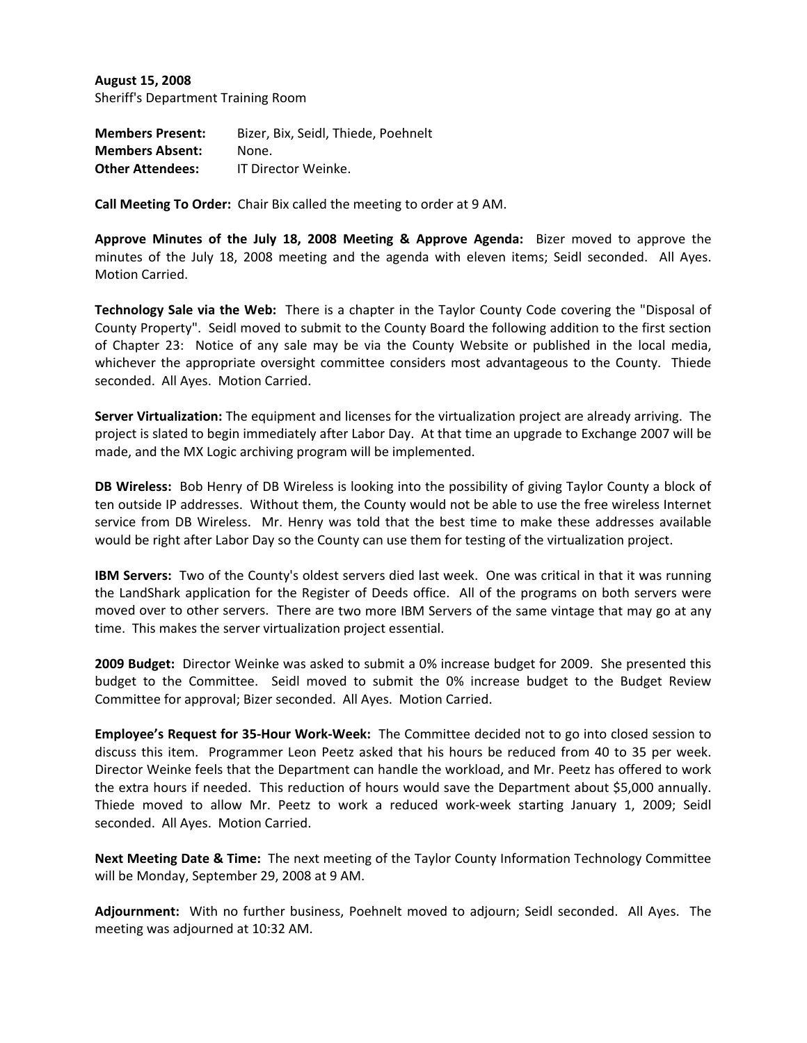**August 15, 2008**
Sheriff's Department Training Room

**Members Present:** Bizer, Bix, Seidl, Thiede, Poehnelt
**Members Absent:** None.
**Other Attendees:** IT Director Weinke.

**Call Meeting To Order:** Chair Bix called the meeting to order at 9 AM.

**Approve Minutes of the July 18, 2008 Meeting & Approve Agenda:** Bizer moved to approve the minutes of the July 18, 2008 meeting and the agenda with eleven items; Seidl seconded. All Ayes. Motion Carried.

**Technology Sale via the Web:** There is a chapter in the Taylor County Code covering the "Disposal of County Property". Seidl moved to submit to the County Board the following addition to the first section of Chapter 23: Notice of any sale may be via the County Website or published in the local media, whichever the appropriate oversight committee considers most advantageous to the County. Thiede seconded. All Ayes. Motion Carried.

**Server Virtualization:** The equipment and licenses for the virtualization project are already arriving. The project is slated to begin immediately after Labor Day. At that time an upgrade to Exchange 2007 will be made, and the MX Logic archiving program will be implemented.

**DB Wireless:** Bob Henry of DB Wireless is looking into the possibility of giving Taylor County a block of ten outside IP addresses. Without them, the County would not be able to use the free wireless Internet service from DB Wireless. Mr. Henry was told that the best time to make these addresses available would be right after Labor Day so the County can use them for testing of the virtualization project.

**IBM Servers:** Two of the County's oldest servers died last week. One was critical in that it was running the LandShark application for the Register of Deeds office. All of the programs on both servers were moved over to other servers. There are two more IBM Servers of the same vintage that may go at any time. This makes the server virtualization project essential.

**2009 Budget:** Director Weinke was asked to submit a 0% increase budget for 2009. She presented this budget to the Committee. Seidl moved to submit the 0% increase budget to the Budget Review Committee for approval; Bizer seconded. All Ayes. Motion Carried.

**Employee's Request for 35-Hour Work-Week:** The Committee decided not to go into closed session to discuss this item. Programmer Leon Peetz asked that his hours be reduced from 40 to 35 per week. Director Weinke feels that the Department can handle the workload, and Mr. Peetz has offered to work the extra hours if needed. This reduction of hours would save the Department about $5,000 annually. Thiede moved to allow Mr. Peetz to work a reduced work-week starting January 1, 2009; Seidl seconded. All Ayes. Motion Carried.

**Next Meeting Date & Time:** The next meeting of the Taylor County Information Technology Committee will be Monday, September 29, 2008 at 9 AM.

**Adjournment:** With no further business, Poehnelt moved to adjourn; Seidl seconded. All Ayes. The meeting was adjourned at 10:32 AM.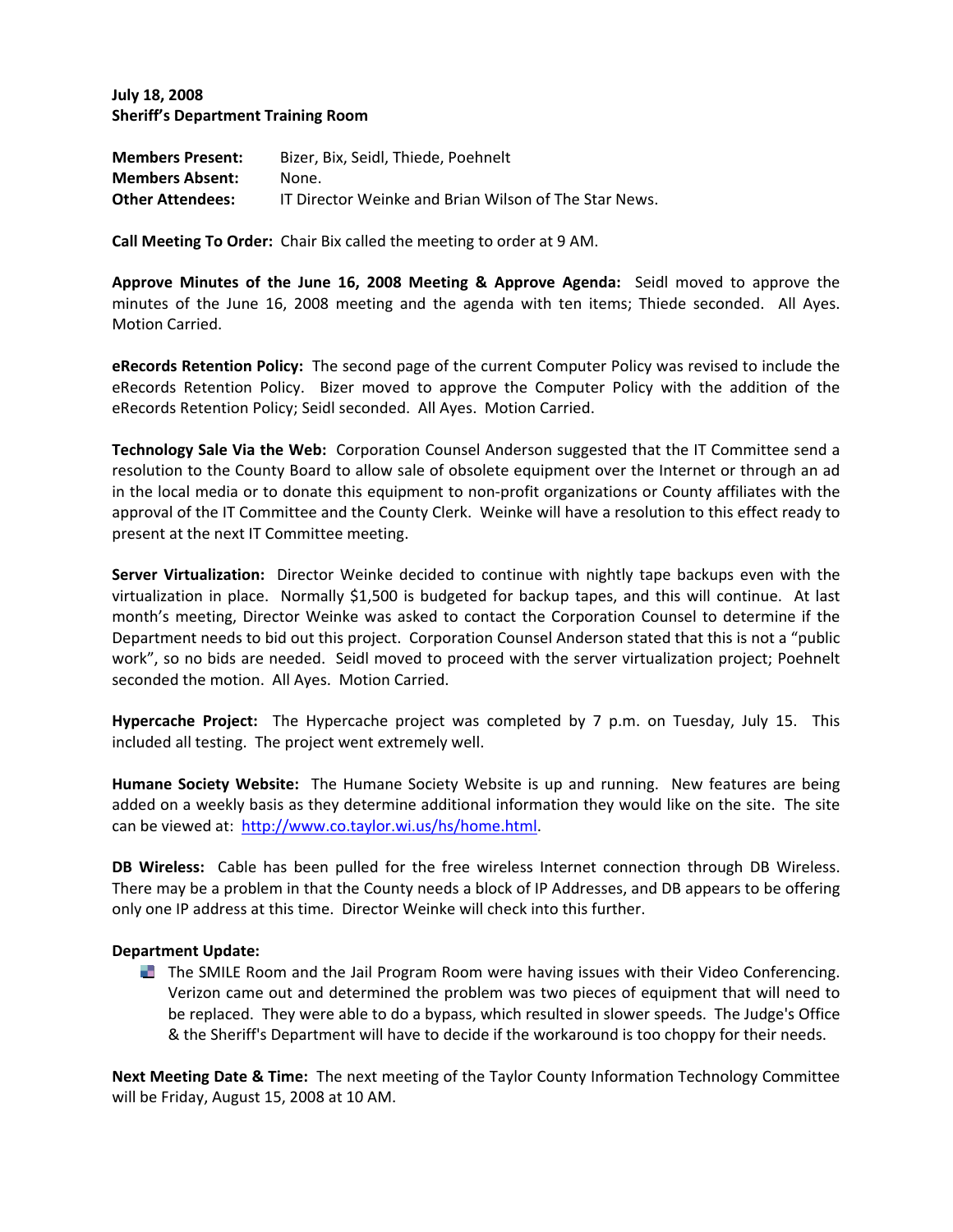**July 18, 2008**
**Sheriff's Department Training Room**

**Members Present:** Bizer, Bix, Seidl, Thiede, Poehnelt
**Members Absent:** None.
**Other Attendees:** IT Director Weinke and Brian Wilson of The Star News.

**Call Meeting To Order:** Chair Bix called the meeting to order at 9 AM.

**Approve Minutes of the June 16, 2008 Meeting & Approve Agenda:** Seidl moved to approve the minutes of the June 16, 2008 meeting and the agenda with ten items; Thiede seconded. All Ayes. Motion Carried.

**eRecords Retention Policy:** The second page of the current Computer Policy was revised to include the eRecords Retention Policy. Bizer moved to approve the Computer Policy with the addition of the eRecords Retention Policy; Seidl seconded. All Ayes. Motion Carried.

**Technology Sale Via the Web:** Corporation Counsel Anderson suggested that the IT Committee send a resolution to the County Board to allow sale of obsolete equipment over the Internet or through an ad in the local media or to donate this equipment to non-profit organizations or County affiliates with the approval of the IT Committee and the County Clerk. Weinke will have a resolution to this effect ready to present at the next IT Committee meeting.

**Server Virtualization:** Director Weinke decided to continue with nightly tape backups even with the virtualization in place. Normally $1,500 is budgeted for backup tapes, and this will continue. At last month's meeting, Director Weinke was asked to contact the Corporation Counsel to determine if the Department needs to bid out this project. Corporation Counsel Anderson stated that this is not a "public work", so no bids are needed. Seidl moved to proceed with the server virtualization project; Poehnelt seconded the motion. All Ayes. Motion Carried.

**Hypercache Project:** The Hypercache project was completed by 7 p.m. on Tuesday, July 15. This included all testing. The project went extremely well.

**Humane Society Website:** The Humane Society Website is up and running. New features are being added on a weekly basis as they determine additional information they would like on the site. The site can be viewed at: http://www.co.taylor.wi.us/hs/home.html.

**DB Wireless:** Cable has been pulled for the free wireless Internet connection through DB Wireless. There may be a problem in that the County needs a block of IP Addresses, and DB appears to be offering only one IP address at this time. Director Weinke will check into this further.

**Department Update:**

- The SMILE Room and the Jail Program Room were having issues with their Video Conferencing. Verizon came out and determined the problem was two pieces of equipment that will need to be replaced. They were able to do a bypass, which resulted in slower speeds. The Judge's Office & the Sheriff's Department will have to decide if the workaround is too choppy for their needs.

**Next Meeting Date & Time:** The next meeting of the Taylor County Information Technology Committee will be Friday, August 15, 2008 at 10 AM.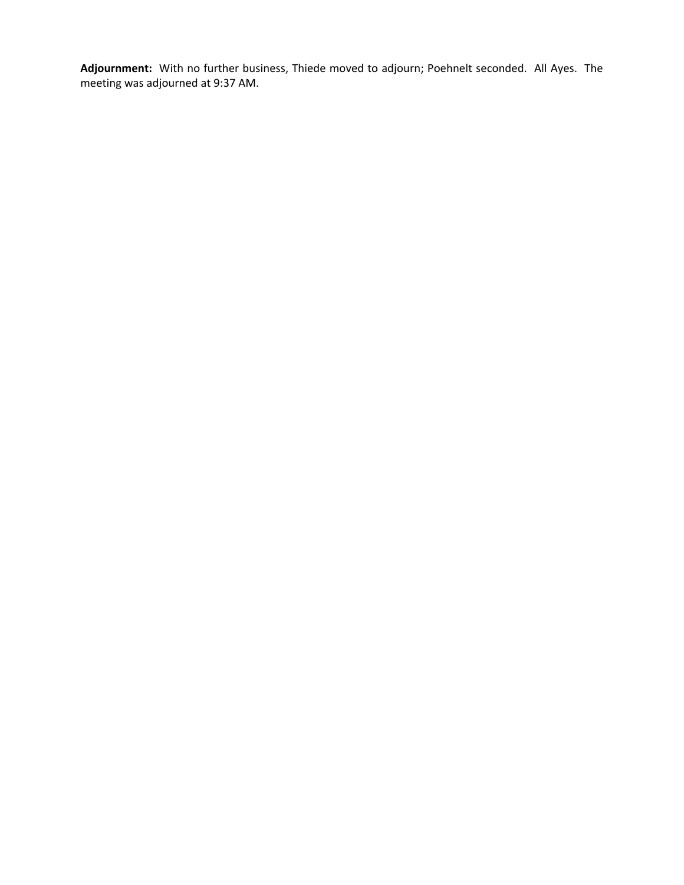**Adjournment:** With no further business, Thiede moved to adjourn; Poehnelt seconded. All Ayes. The meeting was adjourned at 9:37 AM.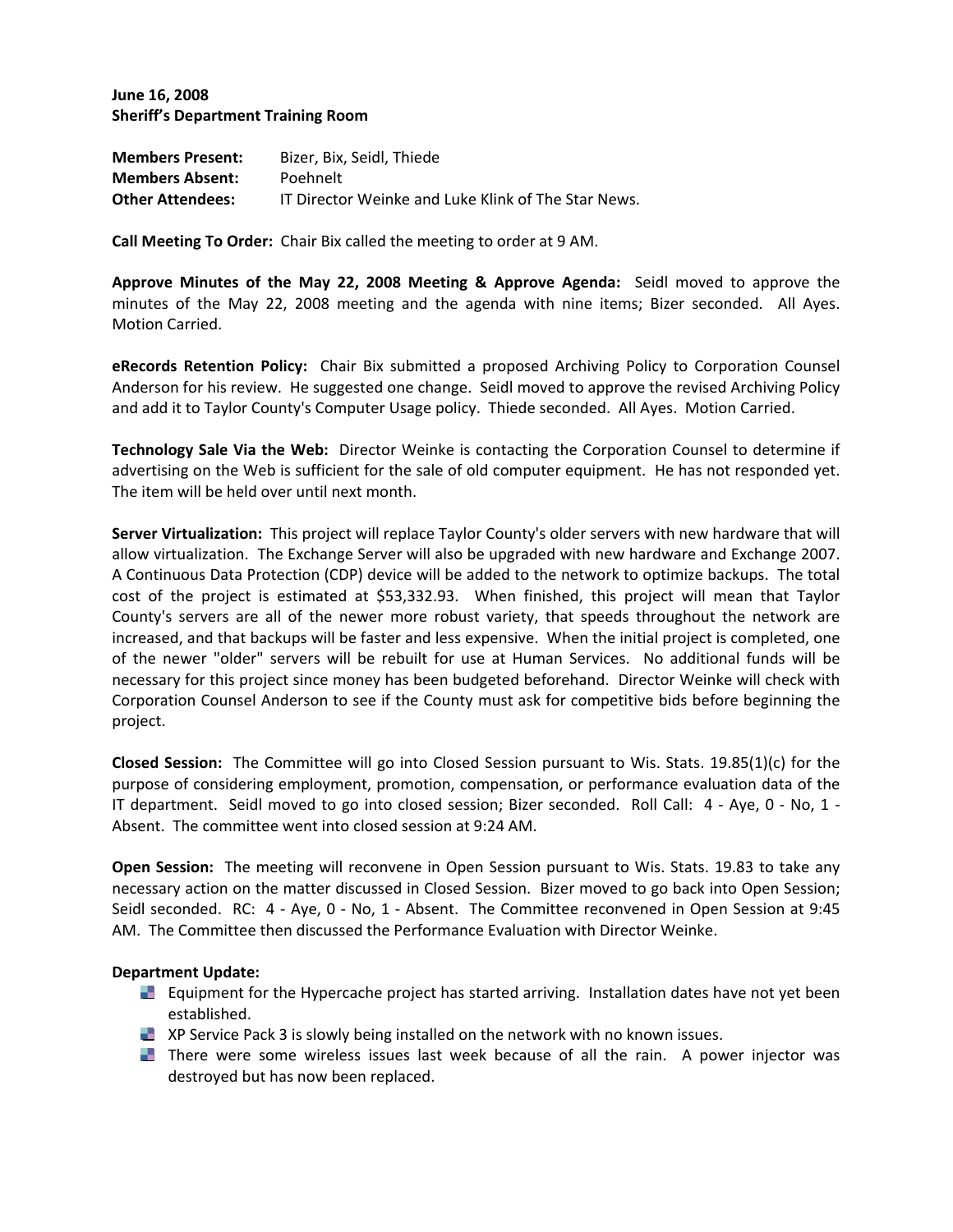**June 16, 2008**
**Sheriff's Department Training Room**

**Members Present:** Bizer, Bix, Seidl, Thiede
**Members Absent:** Poehnelt
**Other Attendees:** IT Director Weinke and Luke Klink of The Star News.

**Call Meeting To Order:** Chair Bix called the meeting to order at 9 AM.

**Approve Minutes of the May 22, 2008 Meeting & Approve Agenda:** Seidl moved to approve the minutes of the May 22, 2008 meeting and the agenda with nine items; Bizer seconded. All Ayes. Motion Carried.

**eRecords Retention Policy:** Chair Bix submitted a proposed Archiving Policy to Corporation Counsel Anderson for his review. He suggested one change. Seidl moved to approve the revised Archiving Policy and add it to Taylor County's Computer Usage policy. Thiede seconded. All Ayes. Motion Carried.

**Technology Sale Via the Web:** Director Weinke is contacting the Corporation Counsel to determine if advertising on the Web is sufficient for the sale of old computer equipment. He has not responded yet. The item will be held over until next month.

**Server Virtualization:** This project will replace Taylor County's older servers with new hardware that will allow virtualization. The Exchange Server will also be upgraded with new hardware and Exchange 2007. A Continuous Data Protection (CDP) device will be added to the network to optimize backups. The total cost of the project is estimated at $53,332.93. When finished, this project will mean that Taylor County's servers are all of the newer more robust variety, that speeds throughout the network are increased, and that backups will be faster and less expensive. When the initial project is completed, one of the newer "older" servers will be rebuilt for use at Human Services. No additional funds will be necessary for this project since money has been budgeted beforehand. Director Weinke will check with Corporation Counsel Anderson to see if the County must ask for competitive bids before beginning the project.

**Closed Session:** The Committee will go into Closed Session pursuant to Wis. Stats. 19.85(1)(c) for the purpose of considering employment, promotion, compensation, or performance evaluation data of the IT department. Seidl moved to go into closed session; Bizer seconded. Roll Call: 4 - Aye, 0 - No, 1 - Absent. The committee went into closed session at 9:24 AM.

**Open Session:** The meeting will reconvene in Open Session pursuant to Wis. Stats. 19.83 to take any necessary action on the matter discussed in Closed Session. Bizer moved to go back into Open Session; Seidl seconded. RC: 4 - Aye, 0 - No, 1 - Absent. The Committee reconvened in Open Session at 9:45 AM. The Committee then discussed the Performance Evaluation with Director Weinke.

**Department Update:**

- Equipment for the Hypercache project has started arriving. Installation dates have not yet been established.
- XP Service Pack 3 is slowly being installed on the network with no known issues.
- There were some wireless issues last week because of all the rain. A power injector was destroyed but has now been replaced.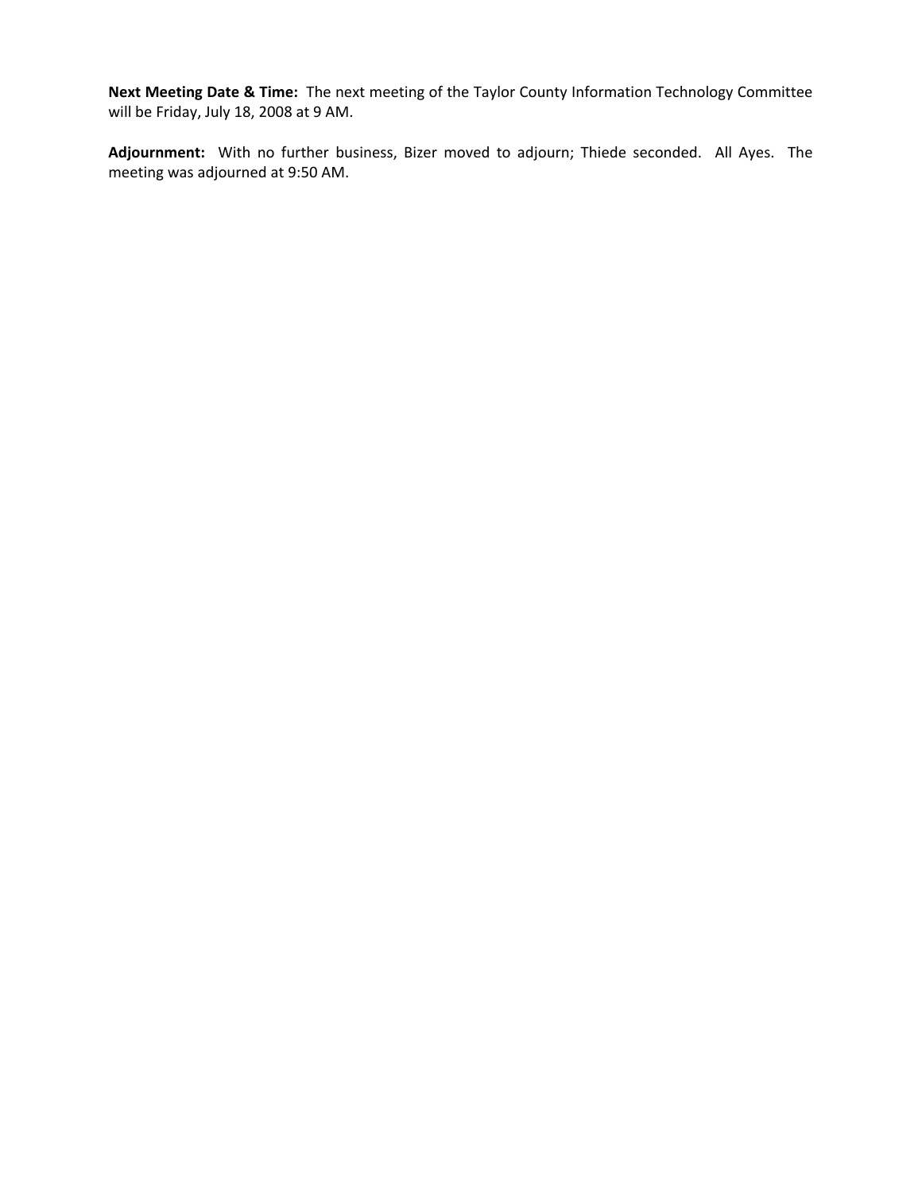**Next Meeting Date & Time:** The next meeting of the Taylor County Information Technology Committee will be Friday, July 18, 2008 at 9 AM.

**Adjournment:** With no further business, Bizer moved to adjourn; Thiede seconded. All Ayes. The meeting was adjourned at 9:50 AM.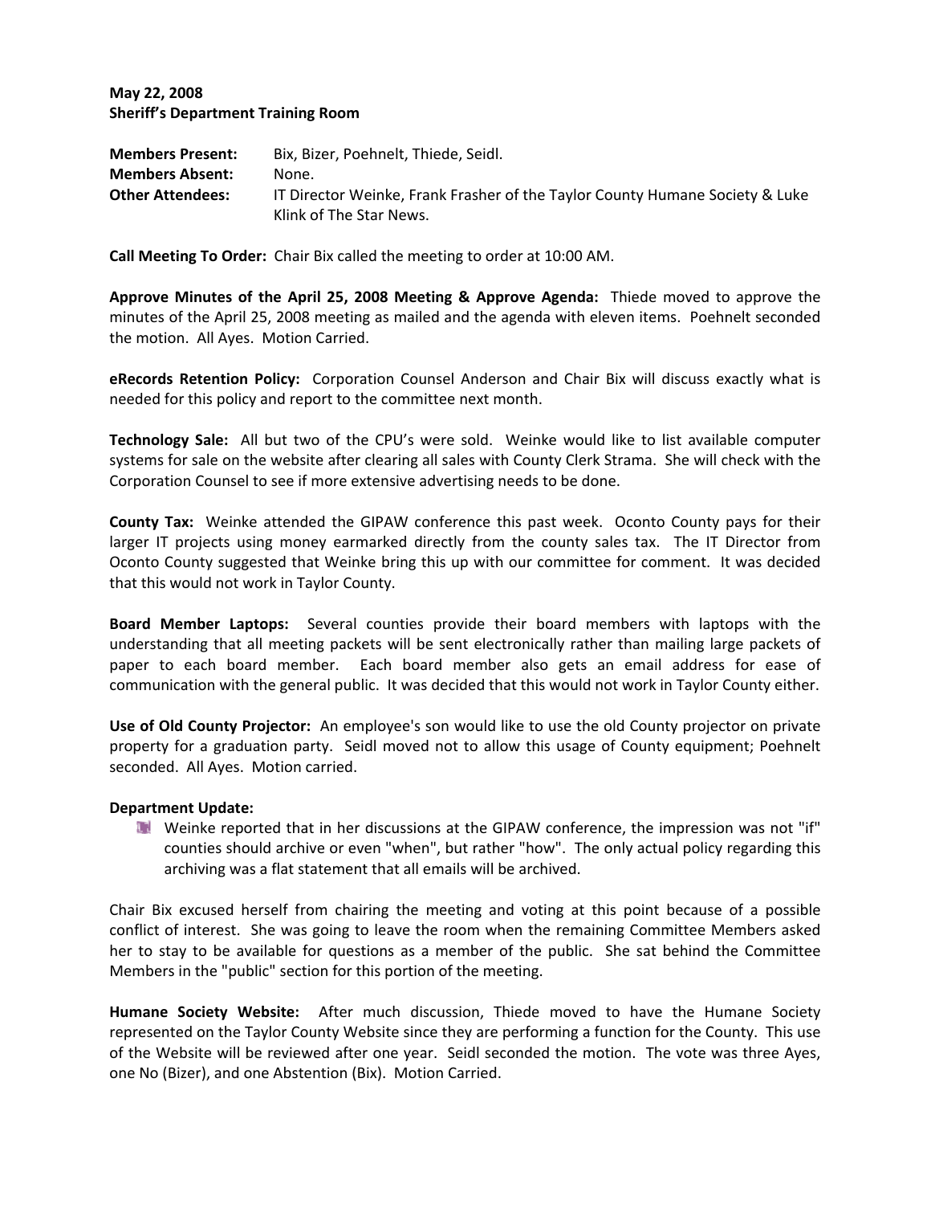**May 22, 2008**
**Sheriff's Department Training Room**

**Members Present:** Bix, Bizer, Poehnelt, Thiede, Seidl.
**Members Absent:** None.
**Other Attendees:** IT Director Weinke, Frank Frasher of the Taylor County Humane Society & Luke Klink of The Star News.

**Call Meeting To Order:** Chair Bix called the meeting to order at 10:00 AM.

**Approve Minutes of the April 25, 2008 Meeting & Approve Agenda:** Thiede moved to approve the minutes of the April 25, 2008 meeting as mailed and the agenda with eleven items. Poehnelt seconded the motion. All Ayes. Motion Carried.

**eRecords Retention Policy:** Corporation Counsel Anderson and Chair Bix will discuss exactly what is needed for this policy and report to the committee next month.

**Technology Sale:** All but two of the CPU's were sold. Weinke would like to list available computer systems for sale on the website after clearing all sales with County Clerk Strama. She will check with the Corporation Counsel to see if more extensive advertising needs to be done.

**County Tax:** Weinke attended the GIPAW conference this past week. Oconto County pays for their larger IT projects using money earmarked directly from the county sales tax. The IT Director from Oconto County suggested that Weinke bring this up with our committee for comment. It was decided that this would not work in Taylor County.

**Board Member Laptops:** Several counties provide their board members with laptops with the understanding that all meeting packets will be sent electronically rather than mailing large packets of paper to each board member. Each board member also gets an email address for ease of communication with the general public. It was decided that this would not work in Taylor County either.

**Use of Old County Projector:** An employee's son would like to use the old County projector on private property for a graduation party. Seidl moved not to allow this usage of County equipment; Poehnelt seconded. All Ayes. Motion carried.

**Department Update:**

- Weinke reported that in her discussions at the GIPAW conference, the impression was not "if" counties should archive or even "when", but rather "how". The only actual policy regarding this archiving was a flat statement that all emails will be archived.

Chair Bix excused herself from chairing the meeting and voting at this point because of a possible conflict of interest. She was going to leave the room when the remaining Committee Members asked her to stay to be available for questions as a member of the public. She sat behind the Committee Members in the "public" section for this portion of the meeting.

**Humane Society Website:** After much discussion, Thiede moved to have the Humane Society represented on the Taylor County Website since they are performing a function for the County. This use of the Website will be reviewed after one year. Seidl seconded the motion. The vote was three Ayes, one No (Bizer), and one Abstention (Bix). Motion Carried.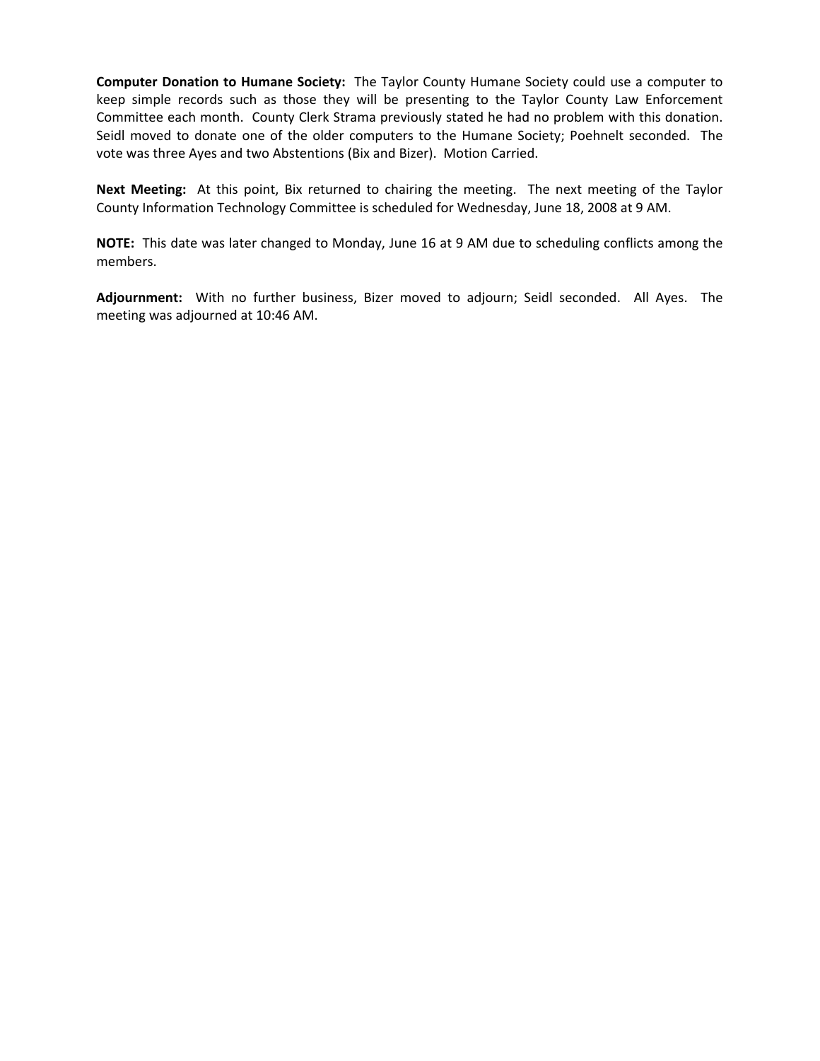**Computer Donation to Humane Society:** The Taylor County Humane Society could use a computer to keep simple records such as those they will be presenting to the Taylor County Law Enforcement Committee each month. County Clerk Strama previously stated he had no problem with this donation. Seidl moved to donate one of the older computers to the Humane Society; Poehnelt seconded. The vote was three Ayes and two Abstentions (Bix and Bizer). Motion Carried.

**Next Meeting:** At this point, Bix returned to chairing the meeting. The next meeting of the Taylor County Information Technology Committee is scheduled for Wednesday, June 18, 2008 at 9 AM.

**NOTE:** This date was later changed to Monday, June 16 at 9 AM due to scheduling conflicts among the members.

**Adjournment:** With no further business, Bizer moved to adjourn; Seidl seconded. All Ayes. The meeting was adjourned at 10:46 AM.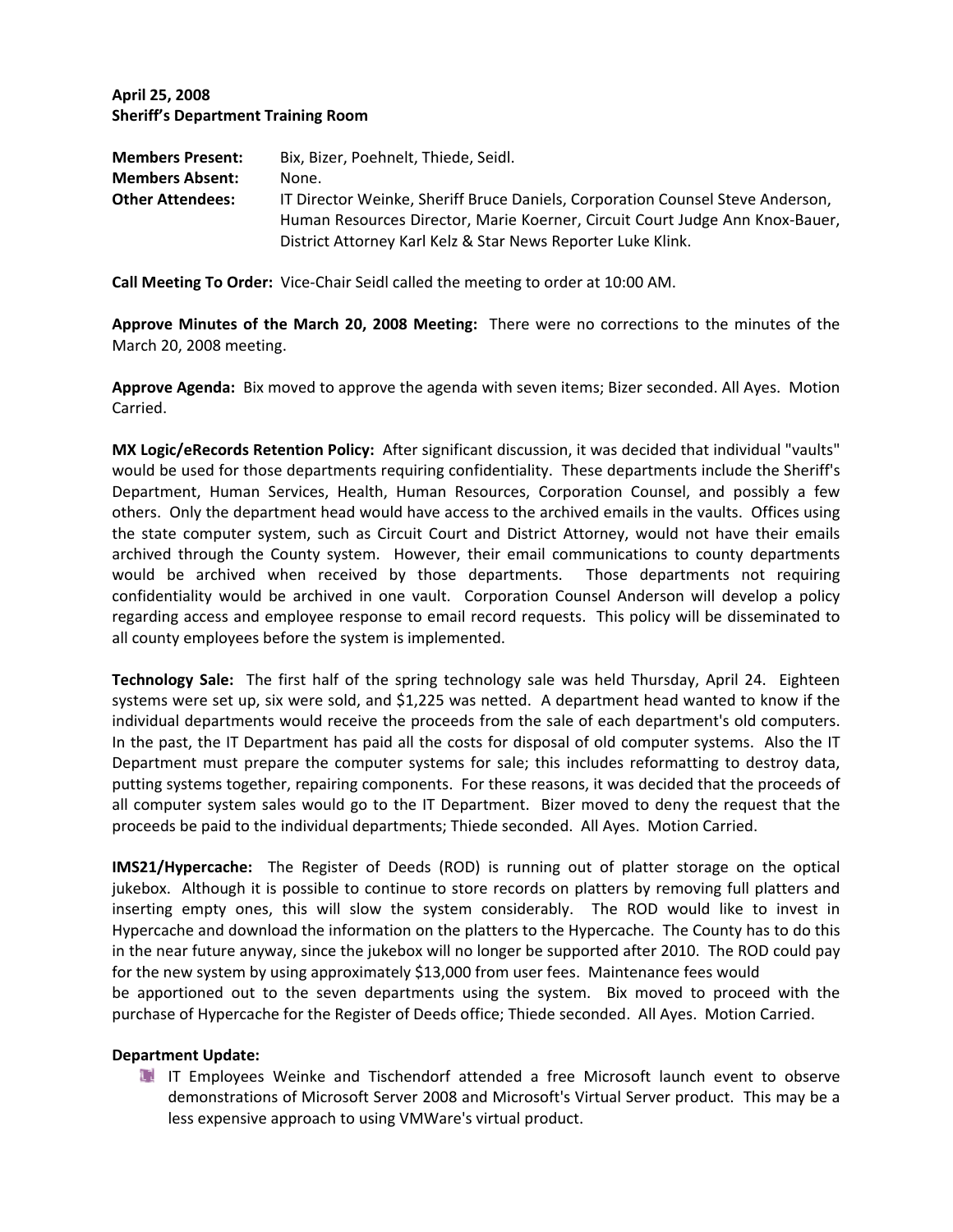**April 25, 2008**
**Sheriff's Department Training Room**

**Members Present:** Bix, Bizer, Poehnelt, Thiede, Seidl.
**Members Absent:** None.
**Other Attendees:** IT Director Weinke, Sheriff Bruce Daniels, Corporation Counsel Steve Anderson, Human Resources Director, Marie Koerner, Circuit Court Judge Ann Knox-Bauer, District Attorney Karl Kelz & Star News Reporter Luke Klink.

**Call Meeting To Order:** Vice-Chair Seidl called the meeting to order at 10:00 AM.

**Approve Minutes of the March 20, 2008 Meeting:** There were no corrections to the minutes of the March 20, 2008 meeting.

**Approve Agenda:** Bix moved to approve the agenda with seven items; Bizer seconded. All Ayes. Motion Carried.

**MX Logic/eRecords Retention Policy:** After significant discussion, it was decided that individual "vaults" would be used for those departments requiring confidentiality. These departments include the Sheriff's Department, Human Services, Health, Human Resources, Corporation Counsel, and possibly a few others. Only the department head would have access to the archived emails in the vaults. Offices using the state computer system, such as Circuit Court and District Attorney, would not have their emails archived through the County system. However, their email communications to county departments would be archived when received by those departments. Those departments not requiring confidentiality would be archived in one vault. Corporation Counsel Anderson will develop a policy regarding access and employee response to email record requests. This policy will be disseminated to all county employees before the system is implemented.

**Technology Sale:** The first half of the spring technology sale was held Thursday, April 24. Eighteen systems were set up, six were sold, and $1,225 was netted. A department head wanted to know if the individual departments would receive the proceeds from the sale of each department's old computers. In the past, the IT Department has paid all the costs for disposal of old computer systems. Also the IT Department must prepare the computer systems for sale; this includes reformatting to destroy data, putting systems together, repairing components. For these reasons, it was decided that the proceeds of all computer system sales would go to the IT Department. Bizer moved to deny the request that the proceeds be paid to the individual departments; Thiede seconded. All Ayes. Motion Carried.

**IMS21/Hypercache:** The Register of Deeds (ROD) is running out of platter storage on the optical jukebox. Although it is possible to continue to store records on platters by removing full platters and inserting empty ones, this will slow the system considerably. The ROD would like to invest in Hypercache and download the information on the platters to the Hypercache. The County has to do this in the near future anyway, since the jukebox will no longer be supported after 2010. The ROD could pay for the new system by using approximately $13,000 from user fees. Maintenance fees would be apportioned out to the seven departments using the system. Bix moved to proceed with the purchase of Hypercache for the Register of Deeds office; Thiede seconded. All Ayes. Motion Carried.

**Department Update:**

- IT Employees Weinke and Tischendorf attended a free Microsoft launch event to observe demonstrations of Microsoft Server 2008 and Microsoft's Virtual Server product. This may be a less expensive approach to using VMWare's virtual product.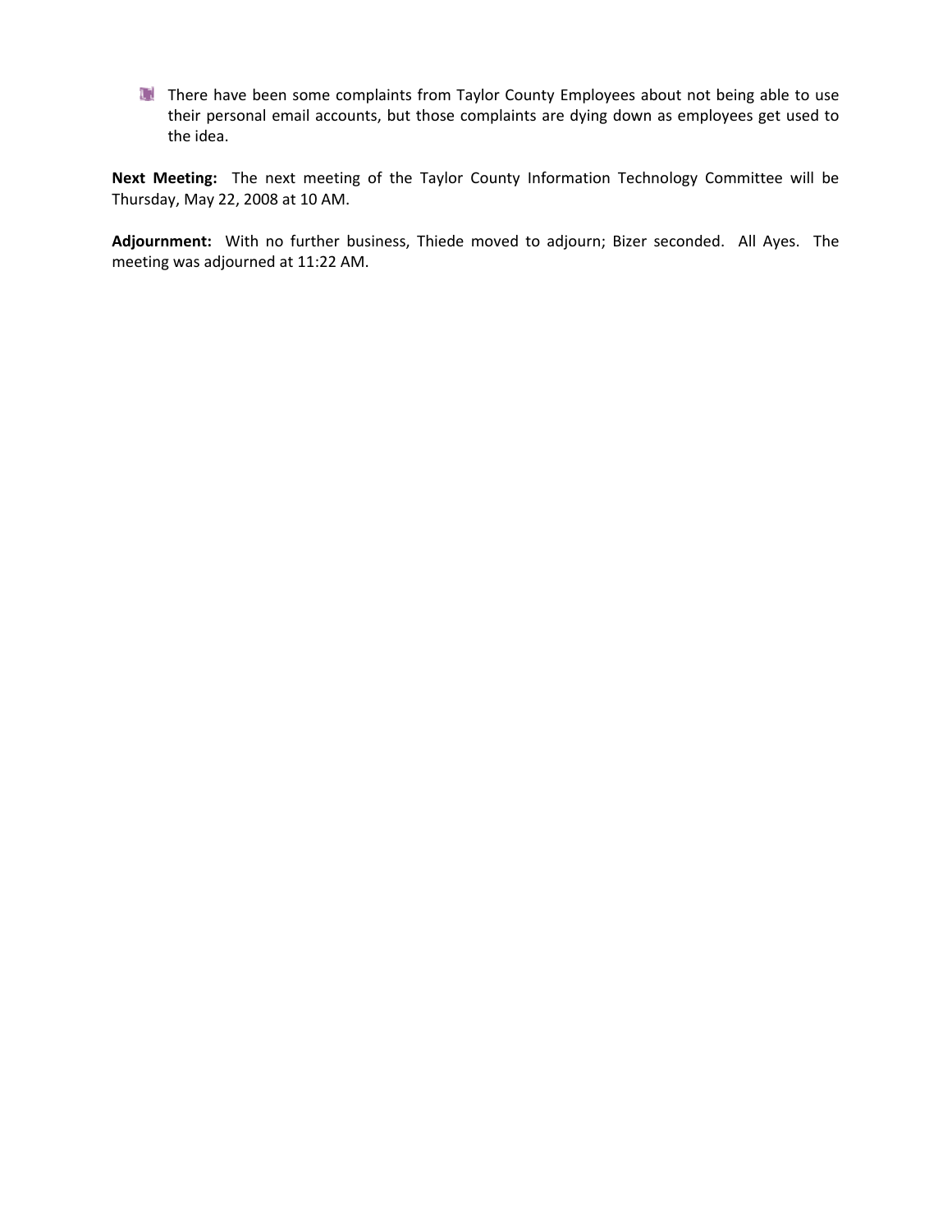- There have been some complaints from Taylor County Employees about not being able to use their personal email accounts, but those complaints are dying down as employees get used to the idea.

**Next Meeting:** The next meeting of the Taylor County Information Technology Committee will be Thursday, May 22, 2008 at 10 AM.

**Adjournment:** With no further business, Thiede moved to adjourn; Bizer seconded. All Ayes. The meeting was adjourned at 11:22 AM.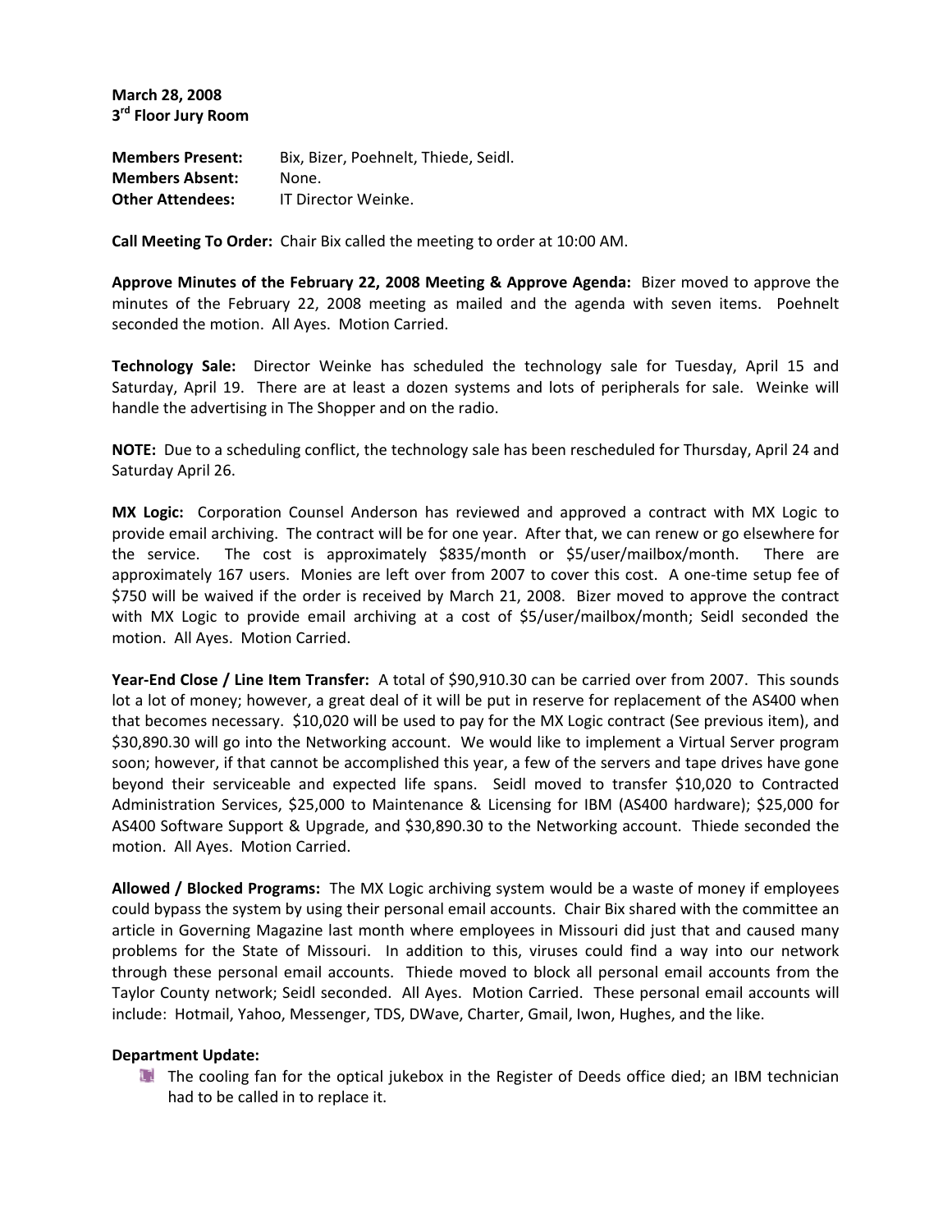**March 28, 2008**
**3rd Floor Jury Room**

**Members Present:** Bix, Bizer, Poehnelt, Thiede, Seidl.
**Members Absent:** None.
**Other Attendees:** IT Director Weinke.

**Call Meeting To Order:** Chair Bix called the meeting to order at 10:00 AM.

**Approve Minutes of the February 22, 2008 Meeting & Approve Agenda:** Bizer moved to approve the minutes of the February 22, 2008 meeting as mailed and the agenda with seven items. Poehnelt seconded the motion. All Ayes. Motion Carried.

**Technology Sale:** Director Weinke has scheduled the technology sale for Tuesday, April 15 and Saturday, April 19. There are at least a dozen systems and lots of peripherals for sale. Weinke will handle the advertising in The Shopper and on the radio.

**NOTE:** Due to a scheduling conflict, the technology sale has been rescheduled for Thursday, April 24 and Saturday April 26.

**MX Logic:** Corporation Counsel Anderson has reviewed and approved a contract with MX Logic to provide email archiving. The contract will be for one year. After that, we can renew or go elsewhere for the service. The cost is approximately $835/month or $5/user/mailbox/month. There are approximately 167 users. Monies are left over from 2007 to cover this cost. A one-time setup fee of $750 will be waived if the order is received by March 21, 2008. Bizer moved to approve the contract with MX Logic to provide email archiving at a cost of $5/user/mailbox/month; Seidl seconded the motion. All Ayes. Motion Carried.

**Year-End Close / Line Item Transfer:** A total of $90,910.30 can be carried over from 2007. This sounds lot a lot of money; however, a great deal of it will be put in reserve for replacement of the AS400 when that becomes necessary. $10,020 will be used to pay for the MX Logic contract (See previous item), and $30,890.30 will go into the Networking account. We would like to implement a Virtual Server program soon; however, if that cannot be accomplished this year, a few of the servers and tape drives have gone beyond their serviceable and expected life spans. Seidl moved to transfer $10,020 to Contracted Administration Services, $25,000 to Maintenance & Licensing for IBM (AS400 hardware); $25,000 for AS400 Software Support & Upgrade, and $30,890.30 to the Networking account. Thiede seconded the motion. All Ayes. Motion Carried.

**Allowed / Blocked Programs:** The MX Logic archiving system would be a waste of money if employees could bypass the system by using their personal email accounts. Chair Bix shared with the committee an article in Governing Magazine last month where employees in Missouri did just that and caused many problems for the State of Missouri. In addition to this, viruses could find a way into our network through these personal email accounts. Thiede moved to block all personal email accounts from the Taylor County network; Seidl seconded. All Ayes. Motion Carried. These personal email accounts will include: Hotmail, Yahoo, Messenger, TDS, DWave, Charter, Gmail, Iwon, Hughes, and the like.

**Department Update:**

- The cooling fan for the optical jukebox in the Register of Deeds office died; an IBM technician had to be called in to replace it.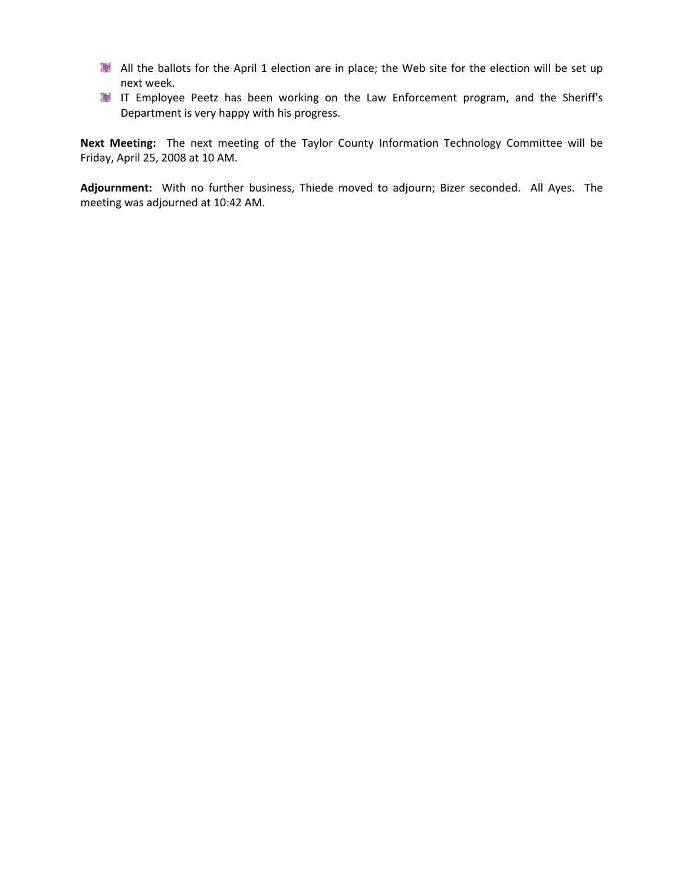- All the ballots for the April 1 election are in place; the Web site for the election will be set up next week.
- IT Employee Peetz has been working on the Law Enforcement program, and the Sheriff's Department is very happy with his progress.

**Next Meeting:** The next meeting of the Taylor County Information Technology Committee will be Friday, April 25, 2008 at 10 AM.

**Adjournment:** With no further business, Thiede moved to adjourn; Bizer seconded. All Ayes. The meeting was adjourned at 10:42 AM.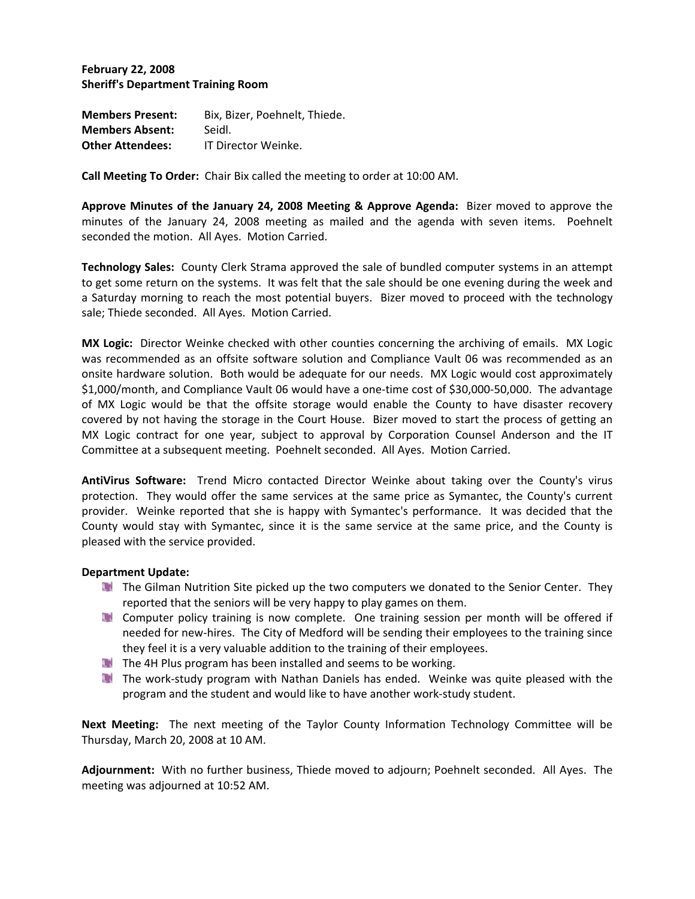**February 22, 2008**
**Sheriff's Department Training Room**

**Members Present:** Bix, Bizer, Poehnelt, Thiede.
**Members Absent:** Seidl.
**Other Attendees:** IT Director Weinke.

**Call Meeting To Order:** Chair Bix called the meeting to order at 10:00 AM.

**Approve Minutes of the January 24, 2008 Meeting & Approve Agenda:** Bizer moved to approve the minutes of the January 24, 2008 meeting as mailed and the agenda with seven items. Poehnelt seconded the motion. All Ayes. Motion Carried.

**Technology Sales:** County Clerk Strama approved the sale of bundled computer systems in an attempt to get some return on the systems. It was felt that the sale should be one evening during the week and a Saturday morning to reach the most potential buyers. Bizer moved to proceed with the technology sale; Thiede seconded. All Ayes. Motion Carried.

**MX Logic:** Director Weinke checked with other counties concerning the archiving of emails. MX Logic was recommended as an offsite software solution and Compliance Vault 06 was recommended as an onsite hardware solution. Both would be adequate for our needs. MX Logic would cost approximately $1,000/month, and Compliance Vault 06 would have a one-time cost of $30,000-50,000. The advantage of MX Logic would be that the offsite storage would enable the County to have disaster recovery covered by not having the storage in the Court House. Bizer moved to start the process of getting an MX Logic contract for one year, subject to approval by Corporation Counsel Anderson and the IT Committee at a subsequent meeting. Poehnelt seconded. All Ayes. Motion Carried.

**AntiVirus Software:** Trend Micro contacted Director Weinke about taking over the County's virus protection. They would offer the same services at the same price as Symantec, the County's current provider. Weinke reported that she is happy with Symantec's performance. It was decided that the County would stay with Symantec, since it is the same service at the same price, and the County is pleased with the service provided.

**Department Update:**

- The Gilman Nutrition Site picked up the two computers we donated to the Senior Center. They reported that the seniors will be very happy to play games on them.
- Computer policy training is now complete. One training session per month will be offered if needed for new-hires. The City of Medford will be sending their employees to the training since they feel it is a very valuable addition to the training of their employees.
- The 4H Plus program has been installed and seems to be working.
- The work-study program with Nathan Daniels has ended. Weinke was quite pleased with the program and the student and would like to have another work-study student.

**Next Meeting:** The next meeting of the Taylor County Information Technology Committee will be Thursday, March 20, 2008 at 10 AM.

**Adjournment:** With no further business, Thiede moved to adjourn; Poehnelt seconded. All Ayes. The meeting was adjourned at 10:52 AM.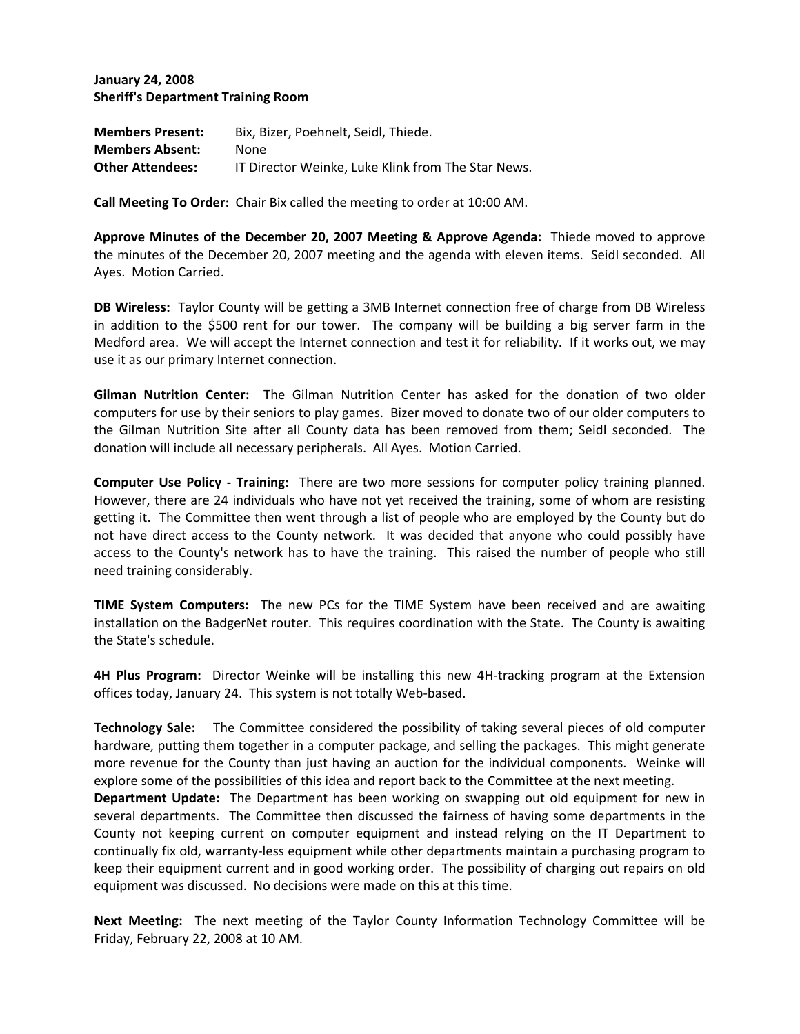**January 24, 2008**
**Sheriff's Department Training Room**

**Members Present:** Bix, Bizer, Poehnelt, Seidl, Thiede.
**Members Absent:** None
**Other Attendees:** IT Director Weinke, Luke Klink from The Star News.

**Call Meeting To Order:** Chair Bix called the meeting to order at 10:00 AM.

**Approve Minutes of the December 20, 2007 Meeting & Approve Agenda:** Thiede moved to approve the minutes of the December 20, 2007 meeting and the agenda with eleven items. Seidl seconded. All Ayes. Motion Carried.

**DB Wireless:** Taylor County will be getting a 3MB Internet connection free of charge from DB Wireless in addition to the $500 rent for our tower. The company will be building a big server farm in the Medford area. We will accept the Internet connection and test it for reliability. If it works out, we may use it as our primary Internet connection.

**Gilman Nutrition Center:** The Gilman Nutrition Center has asked for the donation of two older computers for use by their seniors to play games. Bizer moved to donate two of our older computers to the Gilman Nutrition Site after all County data has been removed from them; Seidl seconded. The donation will include all necessary peripherals. All Ayes. Motion Carried.

**Computer Use Policy - Training:** There are two more sessions for computer policy training planned. However, there are 24 individuals who have not yet received the training, some of whom are resisting getting it. The Committee then went through a list of people who are employed by the County but do not have direct access to the County network. It was decided that anyone who could possibly have access to the County's network has to have the training. This raised the number of people who still need training considerably.

**TIME System Computers:** The new PCs for the TIME System have been received and are awaiting installation on the BadgerNet router. This requires coordination with the State. The County is awaiting the State's schedule.

**4H Plus Program:** Director Weinke will be installing this new 4H-tracking program at the Extension offices today, January 24. This system is not totally Web-based.

**Technology Sale:** The Committee considered the possibility of taking several pieces of old computer hardware, putting them together in a computer package, and selling the packages. This might generate more revenue for the County than just having an auction for the individual components. Weinke will explore some of the possibilities of this idea and report back to the Committee at the next meeting.

**Department Update:** The Department has been working on swapping out old equipment for new in several departments. The Committee then discussed the fairness of having some departments in the County not keeping current on computer equipment and instead relying on the IT Department to continually fix old, warranty-less equipment while other departments maintain a purchasing program to keep their equipment current and in good working order. The possibility of charging out repairs on old equipment was discussed. No decisions were made on this at this time.

**Next Meeting:** The next meeting of the Taylor County Information Technology Committee will be Friday, February 22, 2008 at 10 AM.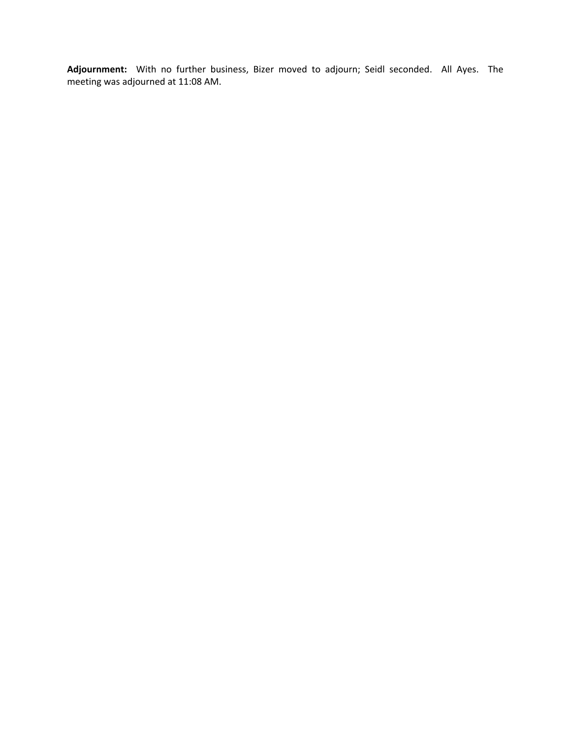**Adjournment:** With no further business, Bizer moved to adjourn; Seidl seconded. All Ayes. The meeting was adjourned at 11:08 AM.